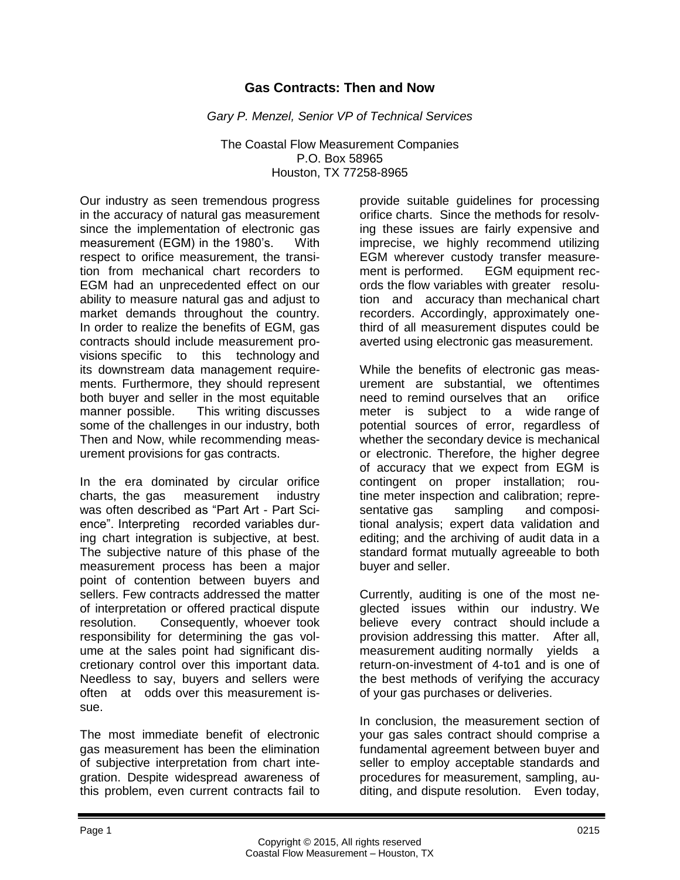# Gas Contracts: Then and Now

*Gary P. Menzel, Senior VP of Technical Services*

The Coastal Flow Measurement Companies
P.O. Box 58965
Houston, TX 77258-8965

Our industry as seen tremendous progress in the accuracy of natural gas measurement since the implementation of electronic gas measurement (EGM) in the 1980's. With respect to orifice measurement, the transition from mechanical chart recorders to EGM had an unprecedented effect on our ability to measure natural gas and adjust to market demands throughout the country. In order to realize the benefits of EGM, gas contracts should include measurement provisions specific to this technology and its downstream data management requirements. Furthermore, they should represent both buyer and seller in the most equitable manner possible. This writing discusses some of the challenges in our industry, both Then and Now, while recommending measurement provisions for gas contracts.

In the era dominated by circular orifice charts, the gas measurement industry was often described as "Part Art - Part Science". Interpreting recorded variables during chart integration is subjective, at best. The subjective nature of this phase of the measurement process has been a major point of contention between buyers and sellers. Few contracts addressed the matter of interpretation or offered practical dispute resolution. Consequently, whoever took responsibility for determining the gas volume at the sales point had significant discretionary control over this important data. Needless to say, buyers and sellers were often at odds over this measurement issue.

The most immediate benefit of electronic gas measurement has been the elimination of subjective interpretation from chart integration. Despite widespread awareness of this problem, even current contracts fail to provide suitable guidelines for processing orifice charts. Since the methods for resolving these issues are fairly expensive and imprecise, we highly recommend utilizing EGM wherever custody transfer measurement is performed. EGM equipment records the flow variables with greater resolution and accuracy than mechanical chart recorders. Accordingly, approximately one-third of all measurement disputes could be averted using electronic gas measurement.

While the benefits of electronic gas measurement are substantial, we oftentimes need to remind ourselves that an orifice meter is subject to a wide range of potential sources of error, regardless of whether the secondary device is mechanical or electronic. Therefore, the higher degree of accuracy that we expect from EGM is contingent on proper installation; routine meter inspection and calibration; representative gas sampling and compositional analysis; expert data validation and editing; and the archiving of audit data in a standard format mutually agreeable to both buyer and seller.

Currently, auditing is one of the most neglected issues within our industry. We believe every contract should include a provision addressing this matter. After all, measurement auditing normally yields a return-on-investment of 4-to1 and is one of the best methods of verifying the accuracy of your gas purchases or deliveries.

In conclusion, the measurement section of your gas sales contract should comprise a fundamental agreement between buyer and seller to employ acceptable standards and procedures for measurement, sampling, auditing, and dispute resolution. Even today,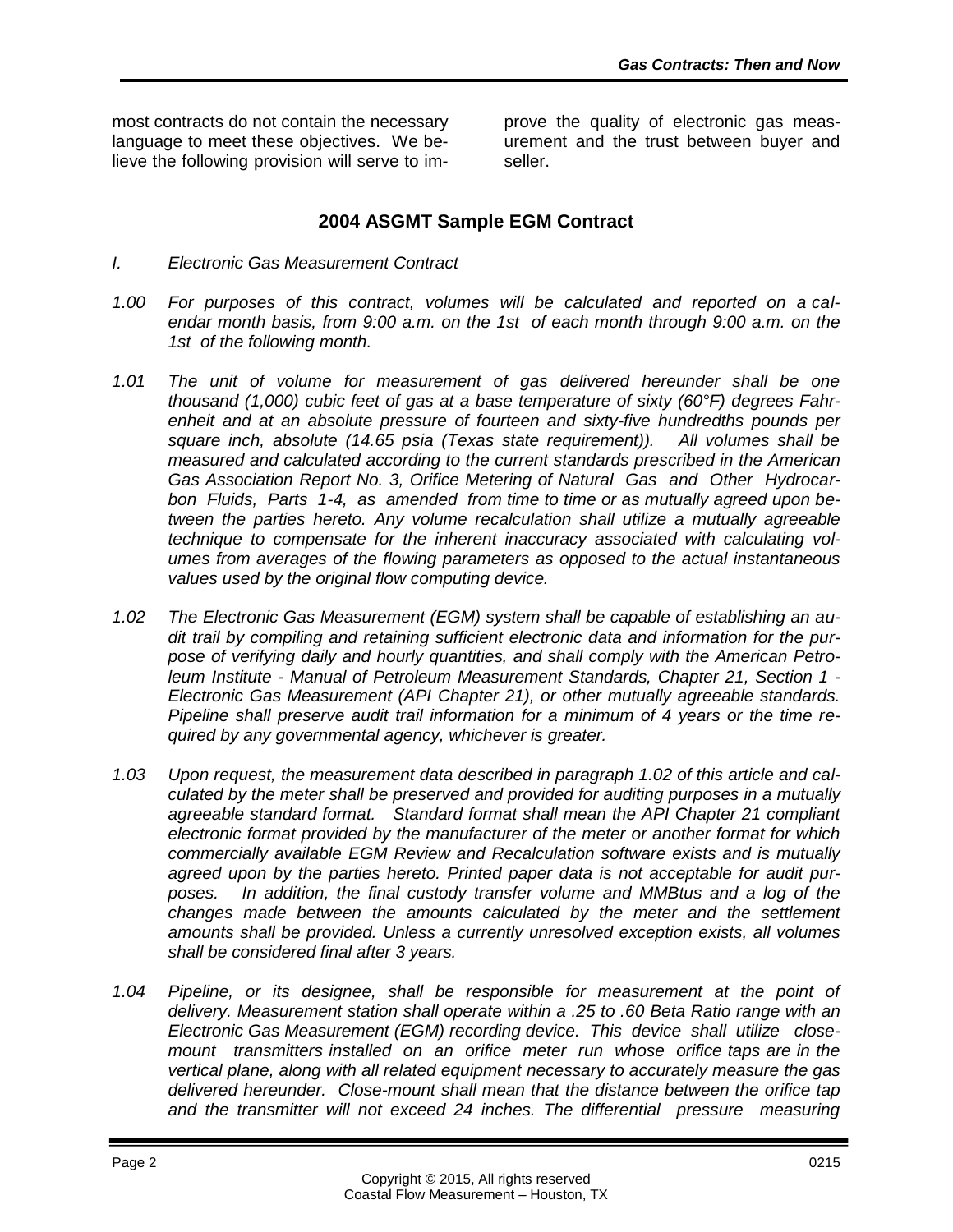most contracts do not contain the necessary language to meet these objectives. We believe the following provision will serve to improve the quality of electronic gas measurement and the trust between buyer and seller.

## 2004 ASGMT Sample EGM Contract

*I. Electronic Gas Measurement Contract*

*1.00 For purposes of this contract, volumes will be calculated and reported on a calendar month basis, from 9:00 a.m. on the 1st of each month through 9:00 a.m. on the 1st of the following month.*

*1.01 The unit of volume for measurement of gas delivered hereunder shall be one thousand (1,000) cubic feet of gas at a base temperature of sixty (60°F) degrees Fahrenheit and at an absolute pressure of fourteen and sixty-five hundredths pounds per square inch, absolute (14.65 psia (Texas state requirement)). All volumes shall be measured and calculated according to the current standards prescribed in the American Gas Association Report No. 3, Orifice Metering of Natural Gas and Other Hydrocarbon Fluids, Parts 1-4, as amended from time to time or as mutually agreed upon between the parties hereto. Any volume recalculation shall utilize a mutually agreeable technique to compensate for the inherent inaccuracy associated with calculating volumes from averages of the flowing parameters as opposed to the actual instantaneous values used by the original flow computing device.*

*1.02 The Electronic Gas Measurement (EGM) system shall be capable of establishing an audit trail by compiling and retaining sufficient electronic data and information for the purpose of verifying daily and hourly quantities, and shall comply with the American Petroleum Institute - Manual of Petroleum Measurement Standards, Chapter 21, Section 1 - Electronic Gas Measurement (API Chapter 21), or other mutually agreeable standards. Pipeline shall preserve audit trail information for a minimum of 4 years or the time required by any governmental agency, whichever is greater.*

*1.03 Upon request, the measurement data described in paragraph 1.02 of this article and calculated by the meter shall be preserved and provided for auditing purposes in a mutually agreeable standard format. Standard format shall mean the API Chapter 21 compliant electronic format provided by the manufacturer of the meter or another format for which commercially available EGM Review and Recalculation software exists and is mutually agreed upon by the parties hereto. Printed paper data is not acceptable for audit purposes. In addition, the final custody transfer volume and MMBtus and a log of the changes made between the amounts calculated by the meter and the settlement amounts shall be provided. Unless a currently unresolved exception exists, all volumes shall be considered final after 3 years.*

*1.04 Pipeline, or its designee, shall be responsible for measurement at the point of delivery. Measurement station shall operate within a .25 to .60 Beta Ratio range with an Electronic Gas Measurement (EGM) recording device. This device shall utilize close-mount transmitters installed on an orifice meter run whose orifice taps are in the vertical plane, along with all related equipment necessary to accurately measure the gas delivered hereunder. Close-mount shall mean that the distance between the orifice tap and the transmitter will not exceed 24 inches. The differential pressure measuring*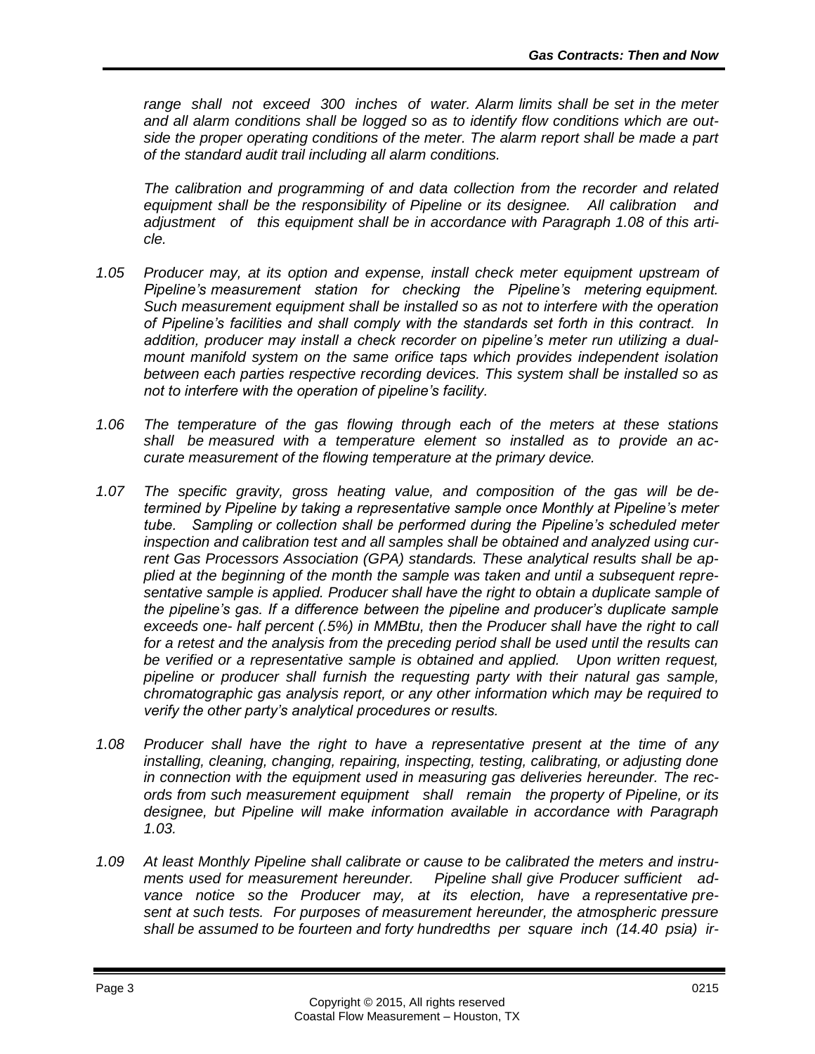*range shall not exceed 300 inches of water. Alarm limits shall be set in the meter and all alarm conditions shall be logged so as to identify flow conditions which are outside the proper operating conditions of the meter. The alarm report shall be made a part of the standard audit trail including all alarm conditions.*

*The calibration and programming of and data collection from the recorder and related equipment shall be the responsibility of Pipeline or its designee. All calibration and adjustment of this equipment shall be in accordance with Paragraph 1.08 of this article.*

*1.05 Producer may, at its option and expense, install check meter equipment upstream of Pipeline's measurement station for checking the Pipeline's metering equipment. Such measurement equipment shall be installed so as not to interfere with the operation of Pipeline's facilities and shall comply with the standards set forth in this contract. In addition, producer may install a check recorder on pipeline's meter run utilizing a dual-mount manifold system on the same orifice taps which provides independent isolation between each parties respective recording devices. This system shall be installed so as not to interfere with the operation of pipeline's facility.*

*1.06 The temperature of the gas flowing through each of the meters at these stations shall be measured with a temperature element so installed as to provide an accurate measurement of the flowing temperature at the primary device.*

*1.07 The specific gravity, gross heating value, and composition of the gas will be determined by Pipeline by taking a representative sample once Monthly at Pipeline's meter tube. Sampling or collection shall be performed during the Pipeline's scheduled meter inspection and calibration test and all samples shall be obtained and analyzed using current Gas Processors Association (GPA) standards. These analytical results shall be applied at the beginning of the month the sample was taken and until a subsequent representative sample is applied. Producer shall have the right to obtain a duplicate sample of the pipeline's gas. If a difference between the pipeline and producer's duplicate sample exceeds one- half percent (.5%) in MMBtu, then the Producer shall have the right to call for a retest and the analysis from the preceding period shall be used until the results can be verified or a representative sample is obtained and applied. Upon written request, pipeline or producer shall furnish the requesting party with their natural gas sample, chromatographic gas analysis report, or any other information which may be required to verify the other party's analytical procedures or results.*

*1.08 Producer shall have the right to have a representative present at the time of any installing, cleaning, changing, repairing, inspecting, testing, calibrating, or adjusting done in connection with the equipment used in measuring gas deliveries hereunder. The records from such measurement equipment shall remain the property of Pipeline, or its designee, but Pipeline will make information available in accordance with Paragraph 1.03.*

*1.09 At least Monthly Pipeline shall calibrate or cause to be calibrated the meters and instruments used for measurement hereunder. Pipeline shall give Producer sufficient advance notice so the Producer may, at its election, have a representative present at such tests. For purposes of measurement hereunder, the atmospheric pressure shall be assumed to be fourteen and forty hundredths per square inch (14.40 psia) ir-*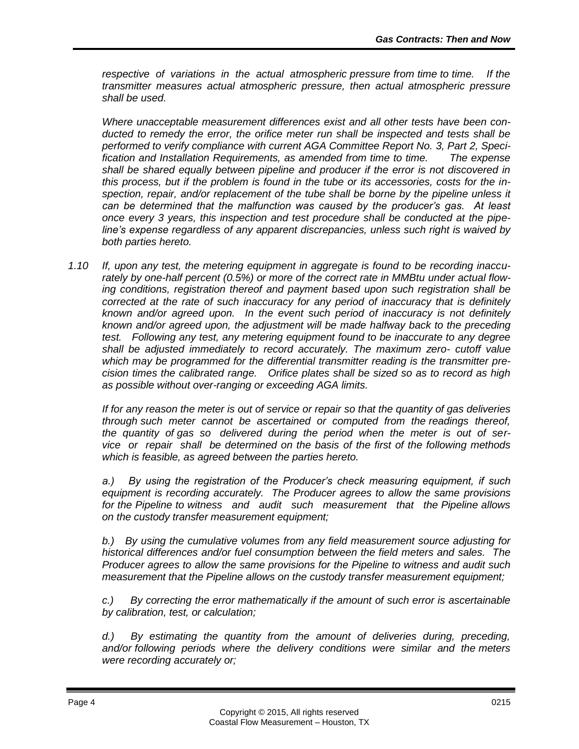*respective of variations in the actual atmospheric pressure from time to time. If the transmitter measures actual atmospheric pressure, then actual atmospheric pressure shall be used.*

*Where unacceptable measurement differences exist and all other tests have been conducted to remedy the error, the orifice meter run shall be inspected and tests shall be performed to verify compliance with current AGA Committee Report No. 3, Part 2, Specification and Installation Requirements, as amended from time to time. The expense shall be shared equally between pipeline and producer if the error is not discovered in this process, but if the problem is found in the tube or its accessories, costs for the inspection, repair, and/or replacement of the tube shall be borne by the pipeline unless it can be determined that the malfunction was caused by the producer's gas. At least once every 3 years, this inspection and test procedure shall be conducted at the pipeline's expense regardless of any apparent discrepancies, unless such right is waived by both parties hereto.*

*1.10 If, upon any test, the metering equipment in aggregate is found to be recording inaccurately by one-half percent (0.5%) or more of the correct rate in MMBtu under actual flowing conditions, registration thereof and payment based upon such registration shall be corrected at the rate of such inaccuracy for any period of inaccuracy that is definitely known and/or agreed upon. In the event such period of inaccuracy is not definitely known and/or agreed upon, the adjustment will be made halfway back to the preceding test. Following any test, any metering equipment found to be inaccurate to any degree shall be adjusted immediately to record accurately. The maximum zero- cutoff value which may be programmed for the differential transmitter reading is the transmitter precision times the calibrated range. Orifice plates shall be sized so as to record as high as possible without over-ranging or exceeding AGA limits.*

*If for any reason the meter is out of service or repair so that the quantity of gas deliveries through such meter cannot be ascertained or computed from the readings thereof, the quantity of gas so delivered during the period when the meter is out of service or repair shall be determined on the basis of the first of the following methods which is feasible, as agreed between the parties hereto.*

*a.) By using the registration of the Producer's check measuring equipment, if such equipment is recording accurately. The Producer agrees to allow the same provisions for the Pipeline to witness and audit such measurement that the Pipeline allows on the custody transfer measurement equipment;*

*b.) By using the cumulative volumes from any field measurement source adjusting for historical differences and/or fuel consumption between the field meters and sales. The Producer agrees to allow the same provisions for the Pipeline to witness and audit such measurement that the Pipeline allows on the custody transfer measurement equipment;*

*c.) By correcting the error mathematically if the amount of such error is ascertainable by calibration, test, or calculation;*

*d.) By estimating the quantity from the amount of deliveries during, preceding, and/or following periods where the delivery conditions were similar and the meters were recording accurately or;*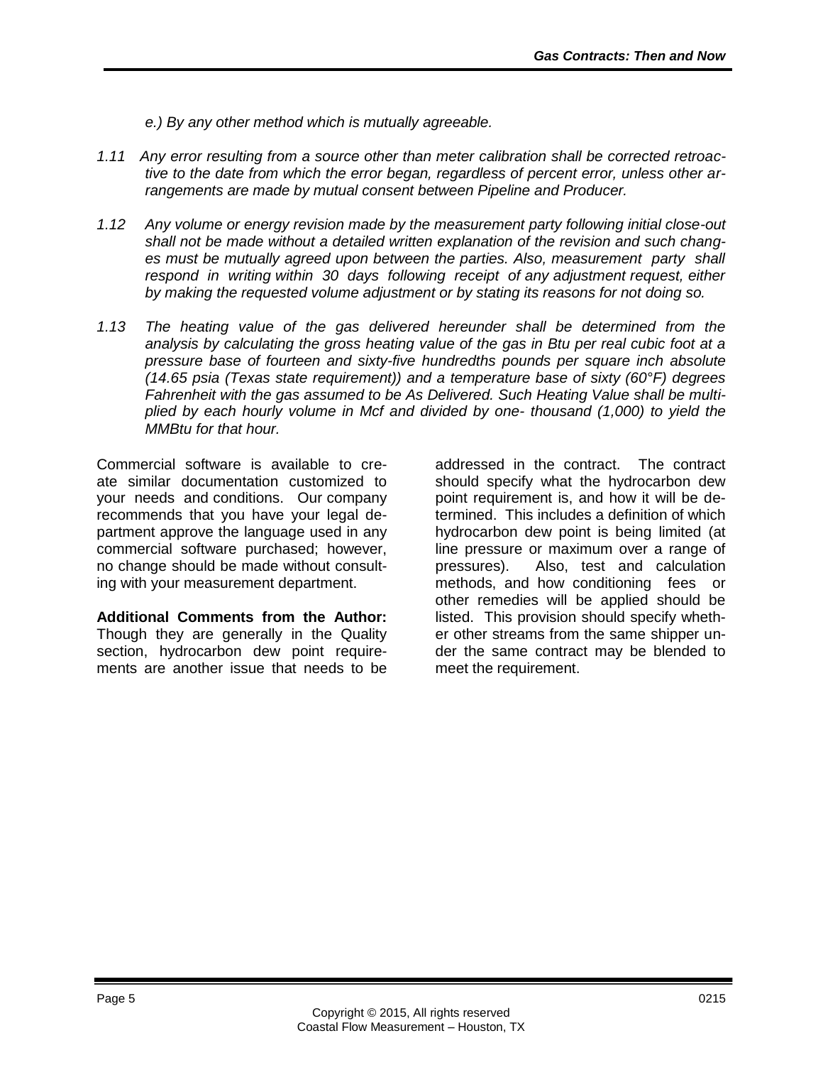*e.) By any other method which is mutually agreeable.*

*1.11 Any error resulting from a source other than meter calibration shall be corrected retroactive to the date from which the error began, regardless of percent error, unless other arrangements are made by mutual consent between Pipeline and Producer.*

*1.12 Any volume or energy revision made by the measurement party following initial close-out shall not be made without a detailed written explanation of the revision and such changes must be mutually agreed upon between the parties. Also, measurement party shall respond in writing within 30 days following receipt of any adjustment request, either by making the requested volume adjustment or by stating its reasons for not doing so.*

*1.13 The heating value of the gas delivered hereunder shall be determined from the analysis by calculating the gross heating value of the gas in Btu per real cubic foot at a pressure base of fourteen and sixty-five hundredths pounds per square inch absolute (14.65 psia (Texas state requirement)) and a temperature base of sixty (60°F) degrees Fahrenheit with the gas assumed to be As Delivered. Such Heating Value shall be multiplied by each hourly volume in Mcf and divided by one- thousand (1,000) to yield the MMBtu for that hour.*

Commercial software is available to create similar documentation customized to your needs and conditions. Our company recommends that you have your legal department approve the language used in any commercial software purchased; however, no change should be made without consulting with your measurement department.

**Additional Comments from the Author:** Though they are generally in the Quality section, hydrocarbon dew point requirements are another issue that needs to be addressed in the contract. The contract should specify what the hydrocarbon dew point requirement is, and how it will be determined. This includes a definition of which hydrocarbon dew point is being limited (at line pressure or maximum over a range of pressures). Also, test and calculation methods, and how conditioning fees or other remedies will be applied should be listed. This provision should specify whether other streams from the same shipper under the same contract may be blended to meet the requirement.